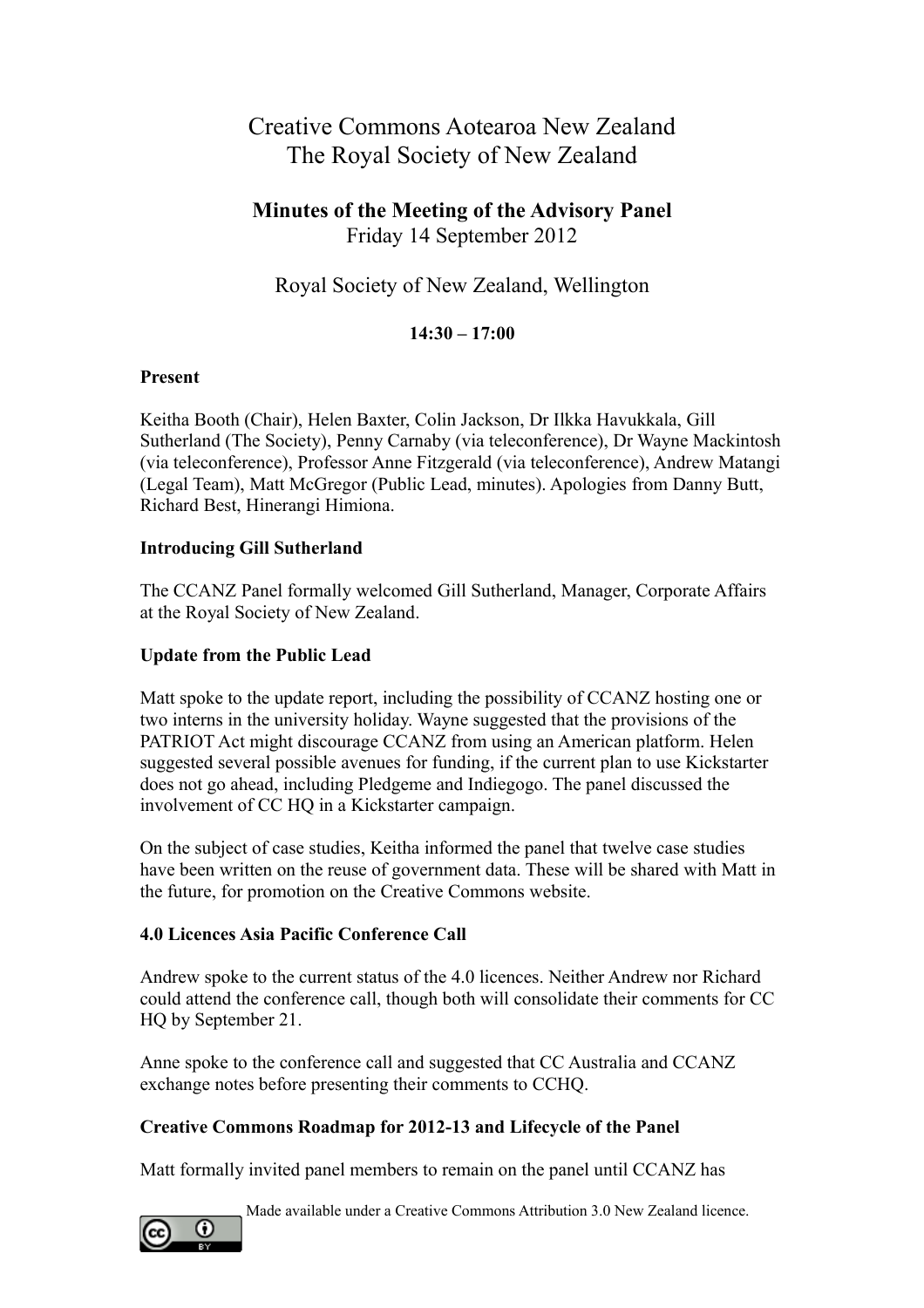# Creative Commons Aotearoa New Zealand
# The Royal Society of New Zealand

## Minutes of the Meeting of the Advisory Panel

Friday 14 September 2012

Royal Society of New Zealand, Wellington

**14:30 – 17:00**

**Present**

Keitha Booth (Chair), Helen Baxter, Colin Jackson, Dr Ilkka Havukkala, Gill Sutherland (The Society), Penny Carnaby (via teleconference), Dr Wayne Mackintosh (via teleconference), Professor Anne Fitzgerald (via teleconference), Andrew Matangi (Legal Team), Matt McGregor (Public Lead, minutes). Apologies from Danny Butt, Richard Best, Hinerangi Himiona.

**Introducing Gill Sutherland**

The CCANZ Panel formally welcomed Gill Sutherland, Manager, Corporate Affairs at the Royal Society of New Zealand.

**Update from the Public Lead**

Matt spoke to the update report, including the possibility of CCANZ hosting one or two interns in the university holiday. Wayne suggested that the provisions of the PATRIOT Act might discourage CCANZ from using an American platform. Helen suggested several possible avenues for funding, if the current plan to use Kickstarter does not go ahead, including Pledgeme and Indiegogo. The panel discussed the involvement of CC HQ in a Kickstarter campaign.

On the subject of case studies, Keitha informed the panel that twelve case studies have been written on the reuse of government data. These will be shared with Matt in the future, for promotion on the Creative Commons website.

**4.0 Licences Asia Pacific Conference Call**

Andrew spoke to the current status of the 4.0 licences. Neither Andrew nor Richard could attend the conference call, though both will consolidate their comments for CC HQ by September 21.

Anne spoke to the conference call and suggested that CC Australia and CCANZ exchange notes before presenting their comments to CCHQ.

**Creative Commons Roadmap for 2012-13 and Lifecycle of the Panel**

Matt formally invited panel members to remain on the panel until CCANZ has

Made available under a Creative Commons Attribution 3.0 New Zealand licence.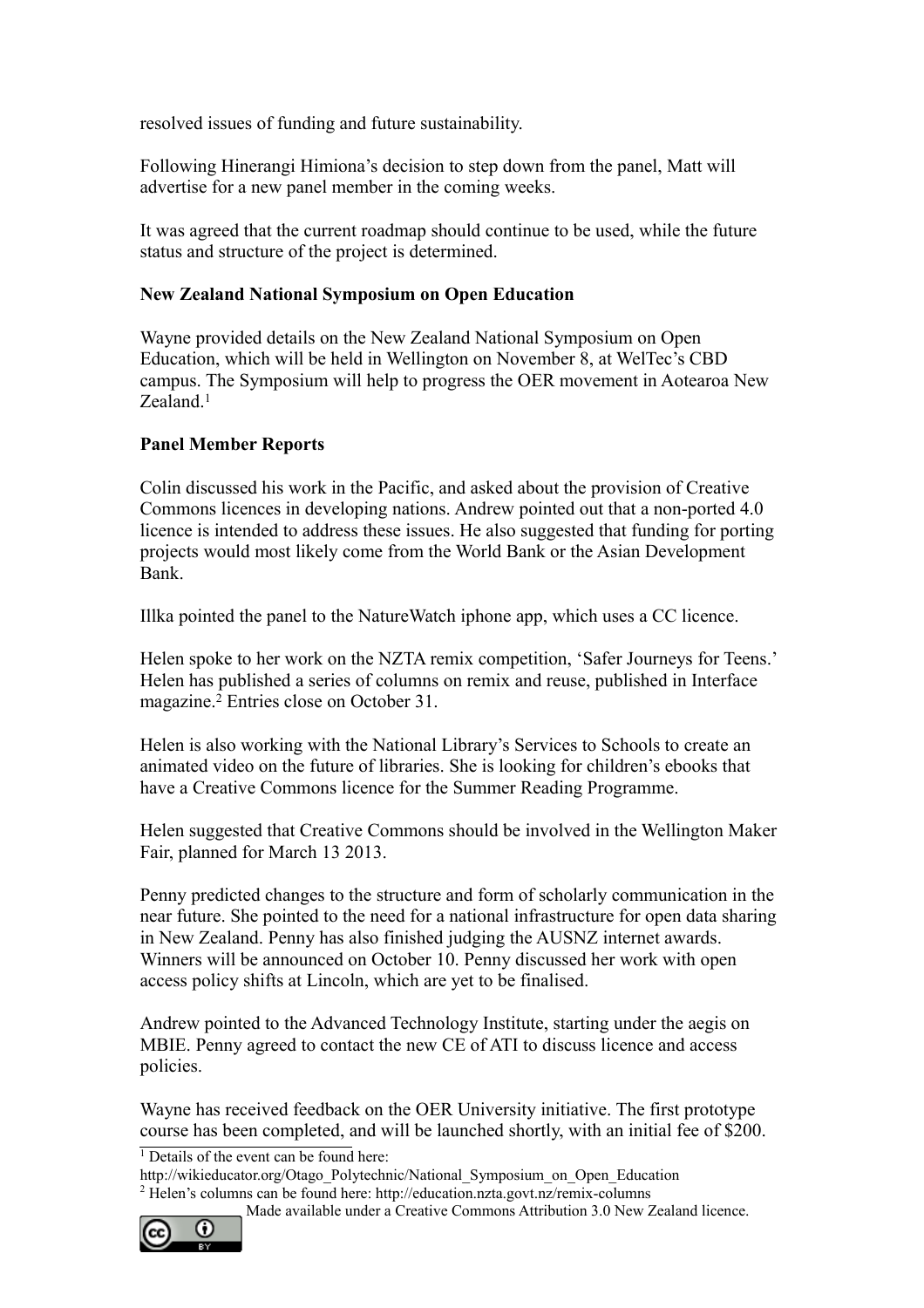resolved issues of funding and future sustainability.

Following Hinerangi Himiona's decision to step down from the panel, Matt will advertise for a new panel member in the coming weeks.

It was agreed that the current roadmap should continue to be used, while the future status and structure of the project is determined.

**New Zealand National Symposium on Open Education**

Wayne provided details on the New Zealand National Symposium on Open Education, which will be held in Wellington on November 8, at WelTec's CBD campus. The Symposium will help to progress the OER movement in Aotearoa New Zealand.[1]

**Panel Member Reports**

Colin discussed his work in the Pacific, and asked about the provision of Creative Commons licences in developing nations. Andrew pointed out that a non-ported 4.0 licence is intended to address these issues. He also suggested that funding for porting projects would most likely come from the World Bank or the Asian Development Bank.

Illka pointed the panel to the NatureWatch iphone app, which uses a CC licence.

Helen spoke to her work on the NZTA remix competition, 'Safer Journeys for Teens.' Helen has published a series of columns on remix and reuse, published in Interface magazine.[2] Entries close on October 31.

Helen is also working with the National Library's Services to Schools to create an animated video on the future of libraries. She is looking for children's ebooks that have a Creative Commons licence for the Summer Reading Programme.

Helen suggested that Creative Commons should be involved in the Wellington Maker Fair, planned for March 13 2013.

Penny predicted changes to the structure and form of scholarly communication in the near future. She pointed to the need for a national infrastructure for open data sharing in New Zealand. Penny has also finished judging the AUSNZ internet awards. Winners will be announced on October 10. Penny discussed her work with open access policy shifts at Lincoln, which are yet to be finalised.

Andrew pointed to the Advanced Technology Institute, starting under the aegis on MBIE. Penny agreed to contact the new CE of ATI to discuss licence and access policies.

Wayne has received feedback on the OER University initiative. The first prototype course has been completed, and will be launched shortly, with an initial fee of $200.

---

[1] Details of the event can be found here: http://wikieducator.org/Otago_Polytechnic/National_Symposium_on_Open_Education

[2] Helen's columns can be found here: http://education.nzta.govt.nz/remix-columns

Made available under a Creative Commons Attribution 3.0 New Zealand licence.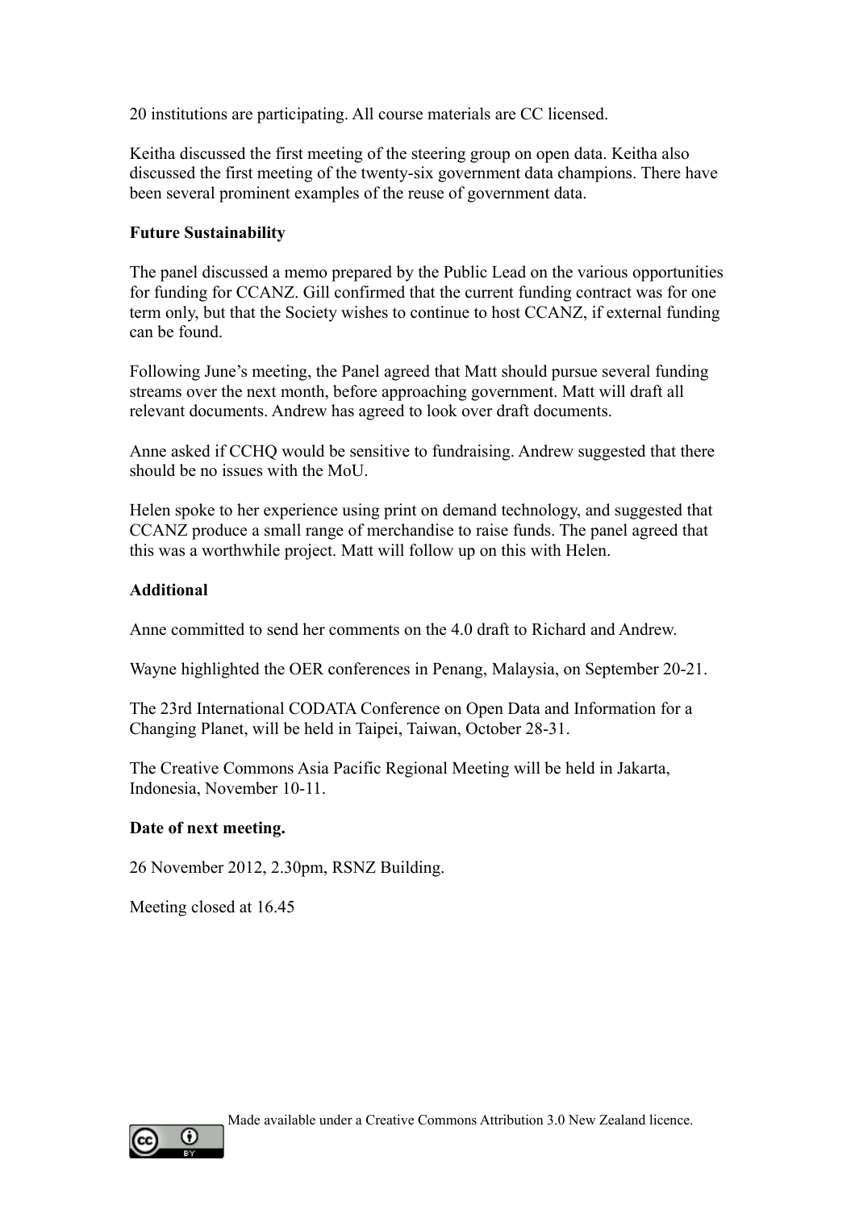20 institutions are participating. All course materials are CC licensed.

Keitha discussed the first meeting of the steering group on open data. Keitha also discussed the first meeting of the twenty-six government data champions. There have been several prominent examples of the reuse of government data.

**Future Sustainability**

The panel discussed a memo prepared by the Public Lead on the various opportunities for funding for CCANZ. Gill confirmed that the current funding contract was for one term only, but that the Society wishes to continue to host CCANZ, if external funding can be found.

Following June's meeting, the Panel agreed that Matt should pursue several funding streams over the next month, before approaching government. Matt will draft all relevant documents. Andrew has agreed to look over draft documents.

Anne asked if CCHQ would be sensitive to fundraising. Andrew suggested that there should be no issues with the MoU.

Helen spoke to her experience using print on demand technology, and suggested that CCANZ produce a small range of merchandise to raise funds. The panel agreed that this was a worthwhile project. Matt will follow up on this with Helen.

**Additional**

Anne committed to send her comments on the 4.0 draft to Richard and Andrew.

Wayne highlighted the OER conferences in Penang, Malaysia, on September 20-21.

The 23rd International CODATA Conference on Open Data and Information for a Changing Planet, will be held in Taipei, Taiwan, October 28-31.

The Creative Commons Asia Pacific Regional Meeting will be held in Jakarta, Indonesia, November 10-11.

**Date of next meeting.**

26 November 2012, 2.30pm, RSNZ Building.

Meeting closed at 16.45

Made available under a Creative Commons Attribution 3.0 New Zealand licence.